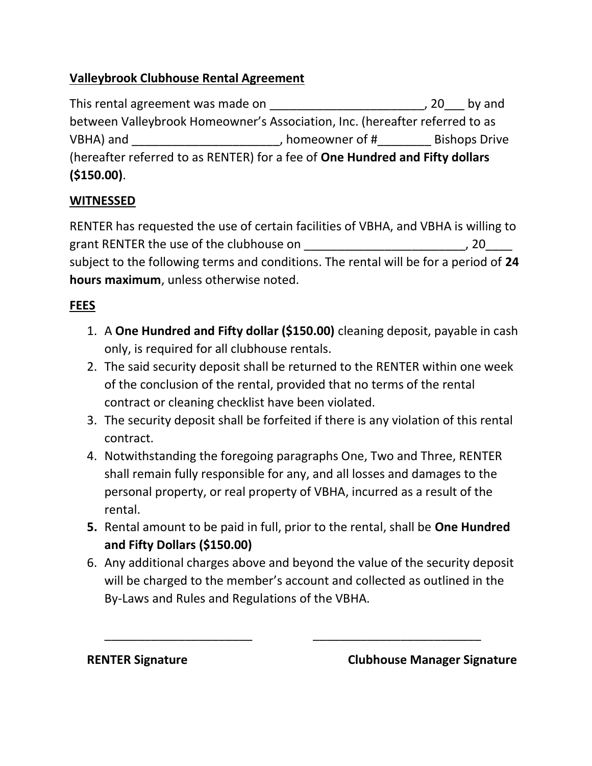**Valleybrook Clubhouse Rental Agreement**

This rental agreement was made on _______________________, 20___ by and between Valleybrook Homeowner's Association, Inc. (hereafter referred to as VBHA) and ______________________, homeowner of #________ Bishops Drive (hereafter referred to as RENTER) for a fee of **One Hundred and Fifty dollars ($150.00)**.

**WITNESSED**

RENTER has requested the use of certain facilities of VBHA, and VBHA is willing to grant RENTER the use of the clubhouse on ________________________, 20____ subject to the following terms and conditions. The rental will be for a period of **24 hours maximum**, unless otherwise noted.

**FEES**

1. A **One Hundred and Fifty dollar ($150.00)** cleaning deposit, payable in cash only, is required for all clubhouse rentals.
2. The said security deposit shall be returned to the RENTER within one week of the conclusion of the rental, provided that no terms of the rental contract or cleaning checklist have been violated.
3. The security deposit shall be forfeited if there is any violation of this rental contract.
4. Notwithstanding the foregoing paragraphs One, Two and Three, RENTER shall remain fully responsible for any, and all losses and damages to the personal property, or real property of VBHA, incurred as a result of the rental.
5. Rental amount to be paid in full, prior to the rental, shall be **One Hundred and Fifty Dollars ($150.00)**
6. Any additional charges above and beyond the value of the security deposit will be charged to the member's account and collected as outlined in the By-Laws and Rules and Regulations of the VBHA.

_______________________　　　　　　__________________________

**RENTER Signature**　　　　　　　　　**Clubhouse Manager Signature**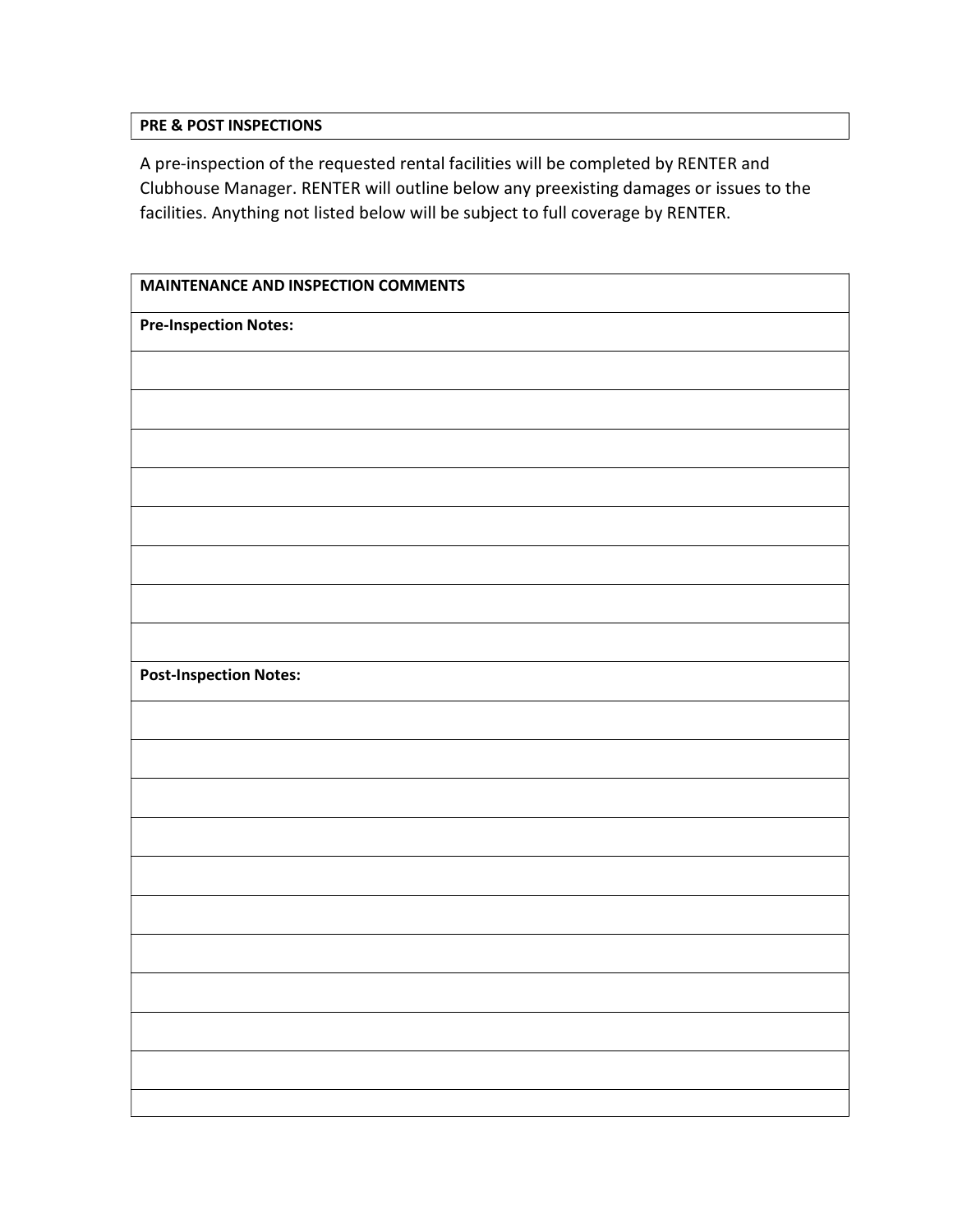| PRE & POST INSPECTIONS |
| --- |

A pre-inspection of the requested rental facilities will be completed by RENTER and Clubhouse Manager. RENTER will outline below any preexisting damages or issues to the facilities. Anything not listed below will be subject to full coverage by RENTER.

| MAINTENANCE AND INSPECTION COMMENTS |
| --- |
| **Pre-Inspection Notes:** |
| |
| |
| |
| |
| |
| |
| |
| |
| **Post-Inspection Notes:** |
| |
| |
| |
| |
| |
| |
| |
| |
| |
| |
| |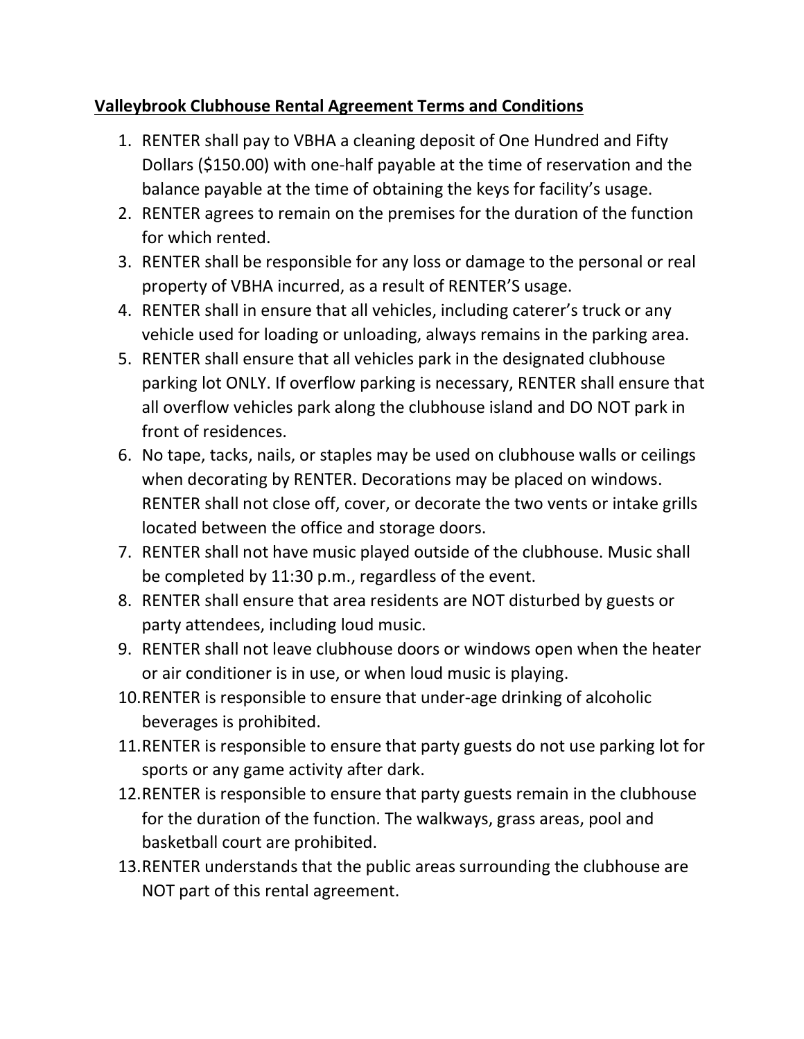**<u>Valleybrook Clubhouse Rental Agreement Terms and Conditions</u>**

1. RENTER shall pay to VBHA a cleaning deposit of One Hundred and Fifty Dollars ($150.00) with one-half payable at the time of reservation and the balance payable at the time of obtaining the keys for facility's usage.
2. RENTER agrees to remain on the premises for the duration of the function for which rented.
3. RENTER shall be responsible for any loss or damage to the personal or real property of VBHA incurred, as a result of RENTER'S usage.
4. RENTER shall in ensure that all vehicles, including caterer's truck or any vehicle used for loading or unloading, always remains in the parking area.
5. RENTER shall ensure that all vehicles park in the designated clubhouse parking lot ONLY. If overflow parking is necessary, RENTER shall ensure that all overflow vehicles park along the clubhouse island and DO NOT park in front of residences.
6. No tape, tacks, nails, or staples may be used on clubhouse walls or ceilings when decorating by RENTER. Decorations may be placed on windows. RENTER shall not close off, cover, or decorate the two vents or intake grills located between the office and storage doors.
7. RENTER shall not have music played outside of the clubhouse. Music shall be completed by 11:30 p.m., regardless of the event.
8. RENTER shall ensure that area residents are NOT disturbed by guests or party attendees, including loud music.
9. RENTER shall not leave clubhouse doors or windows open when the heater or air conditioner is in use, or when loud music is playing.
10. RENTER is responsible to ensure that under-age drinking of alcoholic beverages is prohibited.
11. RENTER is responsible to ensure that party guests do not use parking lot for sports or any game activity after dark.
12. RENTER is responsible to ensure that party guests remain in the clubhouse for the duration of the function. The walkways, grass areas, pool and basketball court are prohibited.
13. RENTER understands that the public areas surrounding the clubhouse are NOT part of this rental agreement.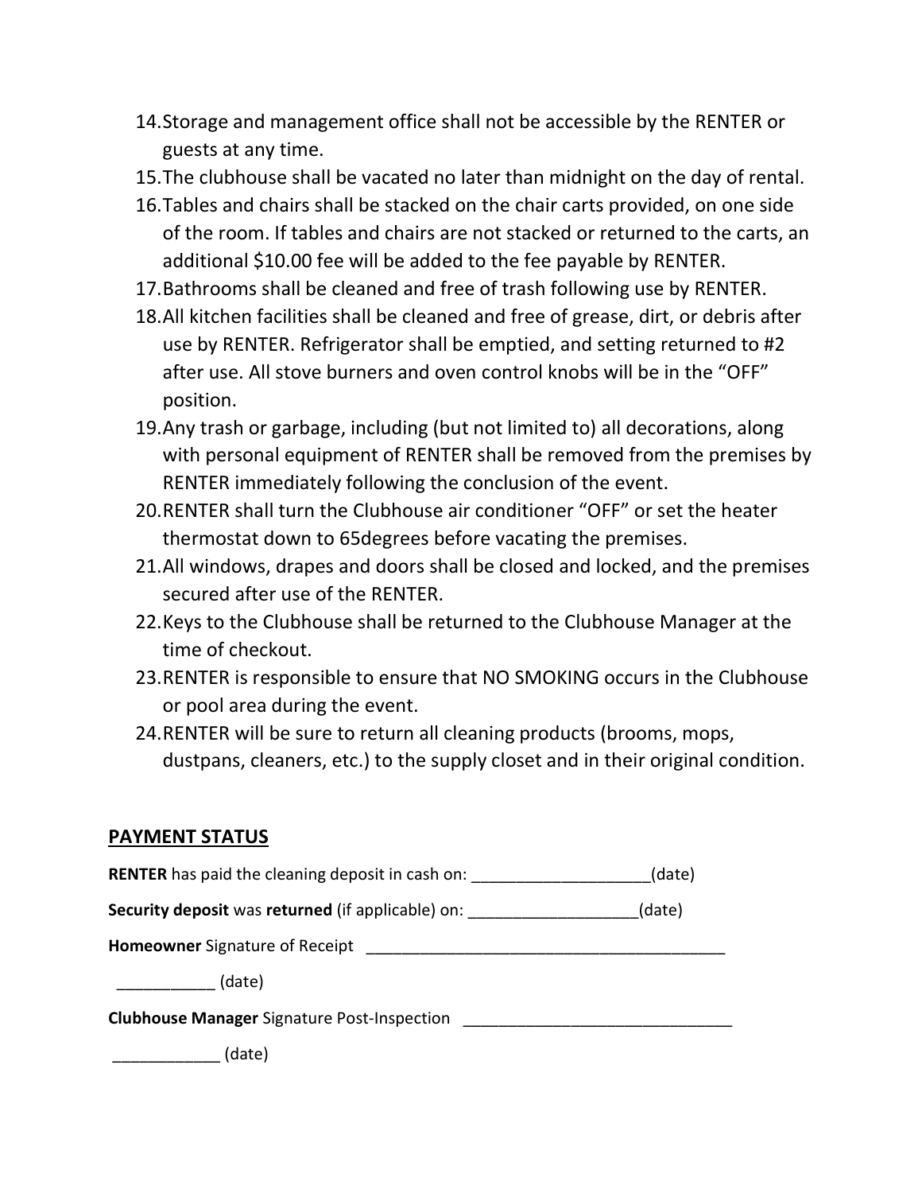14. Storage and management office shall not be accessible by the RENTER or guests at any time.
15. The clubhouse shall be vacated no later than midnight on the day of rental.
16. Tables and chairs shall be stacked on the chair carts provided, on one side of the room. If tables and chairs are not stacked or returned to the carts, an additional $10.00 fee will be added to the fee payable by RENTER.
17. Bathrooms shall be cleaned and free of trash following use by RENTER.
18. All kitchen facilities shall be cleaned and free of grease, dirt, or debris after use by RENTER. Refrigerator shall be emptied, and setting returned to #2 after use. All stove burners and oven control knobs will be in the "OFF" position.
19. Any trash or garbage, including (but not limited to) all decorations, along with personal equipment of RENTER shall be removed from the premises by RENTER immediately following the conclusion of the event.
20. RENTER shall turn the Clubhouse air conditioner "OFF" or set the heater thermostat down to 65degrees before vacating the premises.
21. All windows, drapes and doors shall be closed and locked, and the premises secured after use of the RENTER.
22. Keys to the Clubhouse shall be returned to the Clubhouse Manager at the time of checkout.
23. RENTER is responsible to ensure that NO SMOKING occurs in the Clubhouse or pool area during the event.
24. RENTER will be sure to return all cleaning products (brooms, mops, dustpans, cleaners, etc.) to the supply closet and in their original condition.

## PAYMENT STATUS

**RENTER** has paid the cleaning deposit in cash on: ____________________(date)

**Security deposit** was **returned** (if applicable) on: ___________________(date)

**Homeowner** Signature of Receipt __________________________________________

___________ (date)

**Clubhouse Manager** Signature Post-Inspection ______________________________

____________ (date)